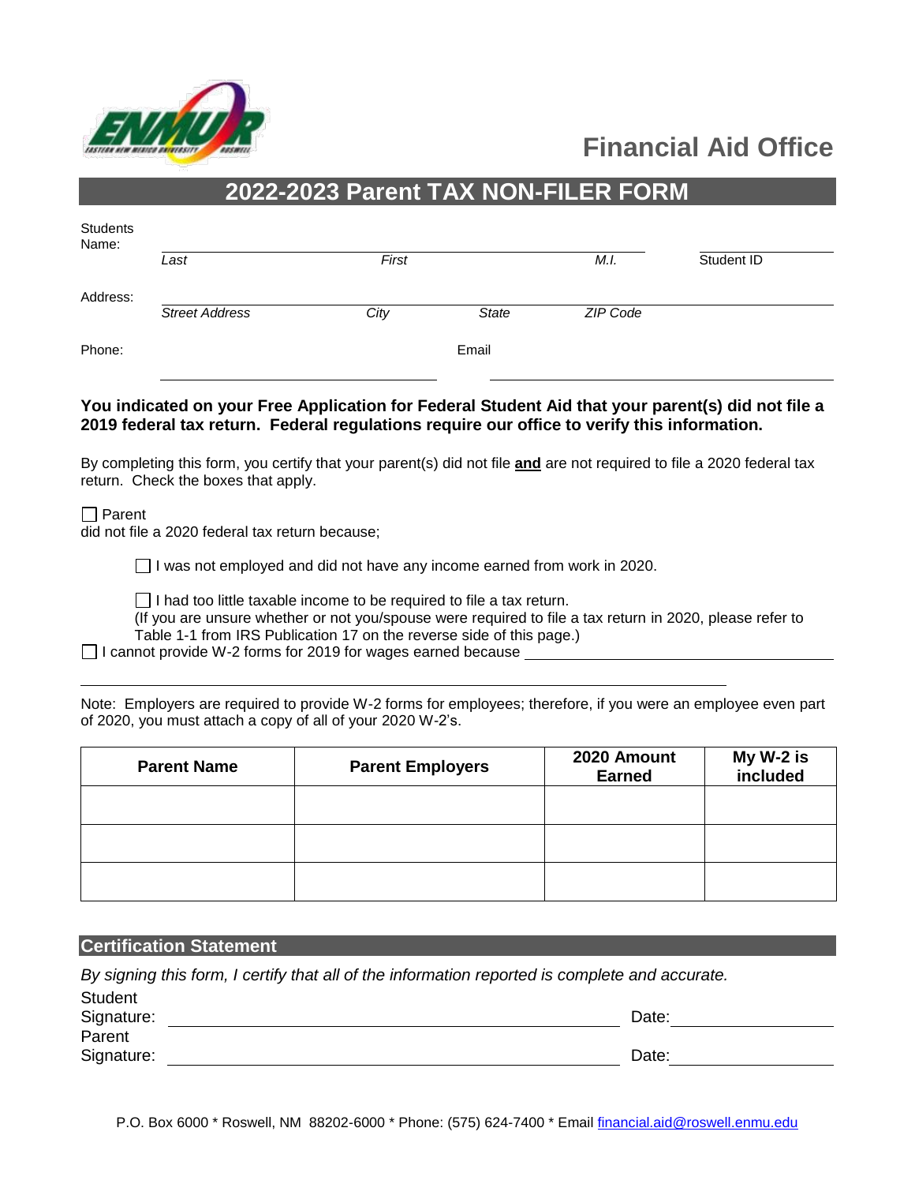Financial Aid Office

# 2022-2023 Parent TAX NON-FILER FORM

Students Name: ______________________________________________ ____________
*Last* *First* *M.I.* Student ID

Address: ______________________________________________
*Street Address* *City* *State* *ZIP Code*

Phone: ______________________ Email ______________________

**You indicated on your Free Application for Federal Student Aid that your parent(s) did not file a 2019 federal tax return. Federal regulations require our office to verify this information.**

By completing this form, you certify that your parent(s) did not file **and** are not required to file a 2020 federal tax return. Check the boxes that apply.

☐ Parent
did not file a 2020 federal tax return because;

☐ I was not employed and did not have any income earned from work in 2020.

☐ I had too little taxable income to be required to file a tax return.
(If you are unsure whether or not you/spouse were required to file a tax return in 2020, please refer to Table 1-1 from IRS Publication 17 on the reverse side of this page.)

☐ I cannot provide W-2 forms for 2019 for wages earned because ______________________
______________________________________________

Note: Employers are required to provide W-2 forms for employees; therefore, if you were an employee even part of 2020, you must attach a copy of all of your 2020 W-2's.

| Parent Name | Parent Employers | 2020 Amount Earned | My W-2 is included |
|---|---|---|---|
| | | | |
| | | | |
| | | | |

## Certification Statement

*By signing this form, I certify that all of the information reported is complete and accurate.*

Student Signature: ______________________________ Date: ____________

Parent Signature: ______________________________ Date: ____________

P.O. Box 6000 * Roswell, NM 88202-6000 * Phone: (575) 624-7400 * Email financial.aid@roswell.enmu.edu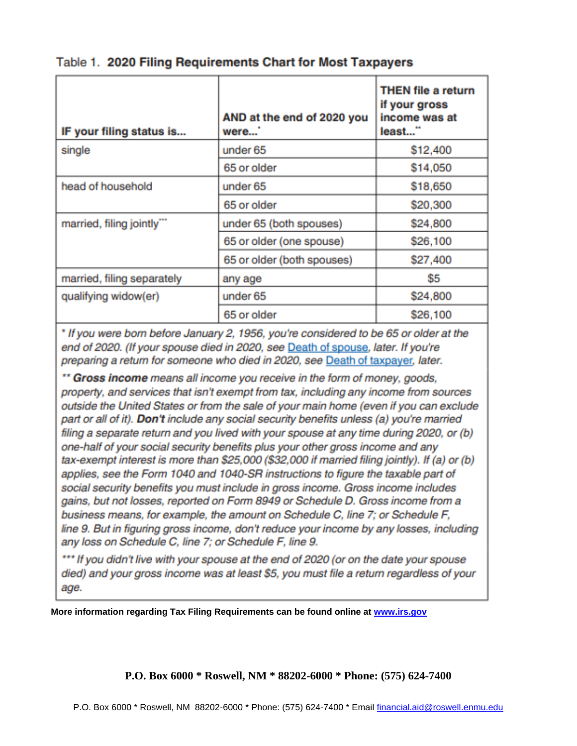Table 1. **2020 Filing Requirements Chart for Most Taxpayers**

| IF your filing status is... | AND at the end of 2020 you were...* | THEN file a return if your gross income was at least...** |
|---|---|---|
| single | under 65 | $12,400 |
| | 65 or older | $14,050 |
| head of household | under 65 | $18,650 |
| | 65 or older | $20,300 |
| married, filing jointly*** | under 65 (both spouses) | $24,800 |
| | 65 or older (one spouse) | $26,100 |
| | 65 or older (both spouses) | $27,400 |
| married, filing separately | any age | $5 |
| qualifying widow(er) | under 65 | $24,800 |
| | 65 or older | $26,100 |

*\* If you were born before January 2, 1956, you're considered to be 65 or older at the end of 2020. (If your spouse died in 2020, see Death of spouse, later. If you're preparing a return for someone who died in 2020, see Death of taxpayer, later.*

*\*\* **Gross income** means all income you receive in the form of money, goods, property, and services that isn't exempt from tax, including any income from sources outside the United States or from the sale of your main home (even if you can exclude part or all of it). **Don't** include any social security benefits unless (a) you're married filing a separate return and you lived with your spouse at any time during 2020, or (b) one-half of your social security benefits plus your other gross income and any tax-exempt interest is more than $25,000 ($32,000 if married filing jointly). If (a) or (b) applies, see the Form 1040 and 1040-SR instructions to figure the taxable part of social security benefits you must include in gross income. Gross income includes gains, but not losses, reported on Form 8949 or Schedule D. Gross income from a business means, for example, the amount on Schedule C, line 7; or Schedule F, line 9. But in figuring gross income, don't reduce your income by any losses, including any loss on Schedule C, line 7; or Schedule F, line 9.*

*\*\*\* If you didn't live with your spouse at the end of 2020 (or on the date your spouse died) and your gross income was at least $5, you must file a return regardless of your age.*

**More information regarding Tax Filing Requirements can be found online at www.irs.gov**

**P.O. Box 6000 * Roswell, NM * 88202-6000 * Phone: (575) 624-7400**

P.O. Box 6000 * Roswell, NM 88202-6000 * Phone: (575) 624-7400 * Email financial.aid@roswell.enmu.edu